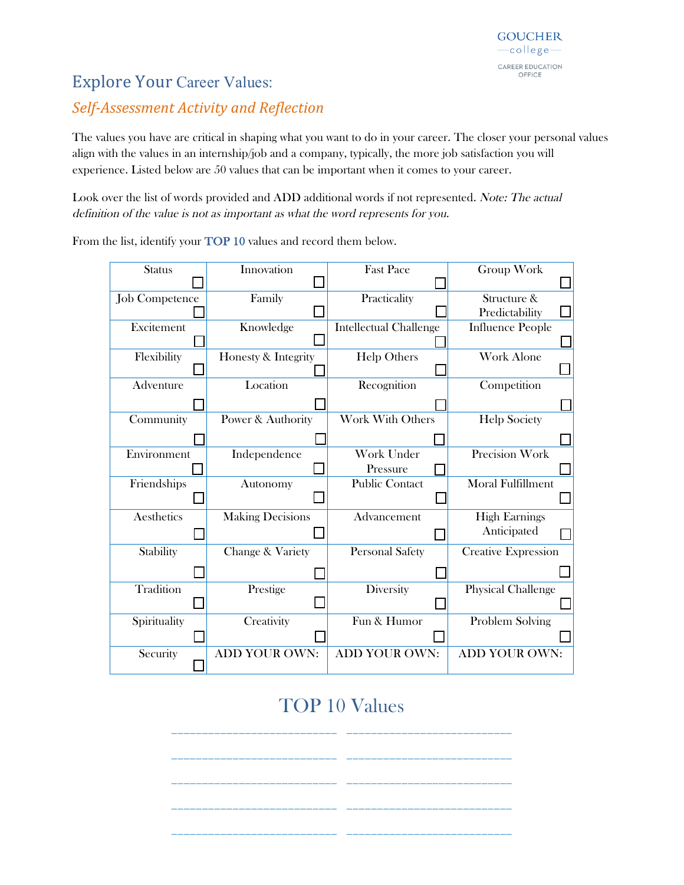GOUCHER college CAREER EDUCATION OFFICE

# Explore Your Career Values:

## *Self-Assessment Activity and Reflection*

The values you have are critical in shaping what you want to do in your career. The closer your personal values align with the values in an internship/job and a company, typically, the more job satisfaction you will experience. Listed below are 50 values that can be important when it comes to your career.

Look over the list of words provided and ADD additional words if not represented. *Note: The actual definition of the value is not as important as what the word represents for you.*

From the list, identify your **TOP 10** values and record them below.

| | | | |
|---|---|---|---|
| Status ☐ | Innovation ☐ | Fast Pace ☐ | Group Work ☐ |
| Job Competence ☐ | Family ☐ | Practicality ☐ | Structure & Predictability ☐ |
| Excitement ☐ | Knowledge ☐ | Intellectual Challenge ☐ | Influence People ☐ |
| Flexibility ☐ | Honesty & Integrity ☐ | Help Others ☐ | Work Alone ☐ |
| Adventure ☐ | Location ☐ | Recognition ☐ | Competition ☐ |
| Community ☐ | Power & Authority ☐ | Work With Others ☐ | Help Society ☐ |
| Environment ☐ | Independence ☐ | Work Under Pressure ☐ | Precision Work ☐ |
| Friendships ☐ | Autonomy ☐ | Public Contact ☐ | Moral Fulfillment ☐ |
| Aesthetics ☐ | Making Decisions ☐ | Advancement ☐ | High Earnings Anticipated ☐ |
| Stability ☐ | Change & Variety ☐ | Personal Safety ☐ | Creative Expression ☐ |
| Tradition ☐ | Prestige ☐ | Diversity ☐ | Physical Challenge ☐ |
| Spirituality ☐ | Creativity ☐ | Fun & Humor ☐ | Problem Solving ☐ |
| Security ☐ | ADD YOUR OWN: | ADD YOUR OWN: | ADD YOUR OWN: |

# TOP 10 Values

_________________________ _________________________

_________________________ _________________________

_________________________ _________________________

_________________________ _________________________

_________________________ _________________________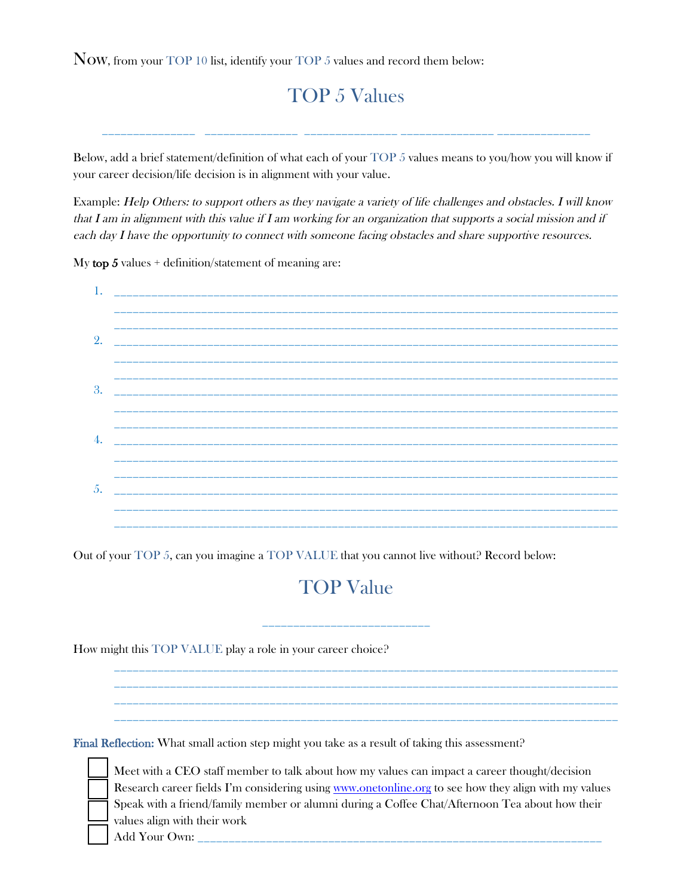**NOW**, from your TOP 10 list, identify your TOP 5 values and record them below:

## TOP 5 Values

______________ ______________ ______________ ______________ ______________

Below, add a brief statement/definition of what each of your TOP 5 values means to you/how you will know if your career decision/life decision is in alignment with your value.

Example: *Help Others: to support others as they navigate a variety of life challenges and obstacles. I will know that I am in alignment with this value if I am working for an organization that supports a social mission and if each day I have the opportunity to connect with someone facing obstacles and share supportive resources.*

My **top 5** values + definition/statement of meaning are:

1. ________________________________________________________________________________
   ________________________________________________________________________________
   ________________________________________________________________________________
2. ________________________________________________________________________________
   ________________________________________________________________________________
   ________________________________________________________________________________
3. ________________________________________________________________________________
   ________________________________________________________________________________
   ________________________________________________________________________________
4. ________________________________________________________________________________
   ________________________________________________________________________________
   ________________________________________________________________________________
5. ________________________________________________________________________________
   ________________________________________________________________________________
   ________________________________________________________________________________

Out of your TOP 5, can you imagine a TOP VALUE that you cannot live without? Record below:

## TOP Value

_________________________

How might this TOP VALUE play a role in your career choice?

________________________________________________________________________________
________________________________________________________________________________
________________________________________________________________________________
________________________________________________________________________________

**Final Reflection:** What small action step might you take as a result of taking this assessment?

- [ ] Meet with a CEO staff member to talk about how my values can impact a career thought/decision
- [ ] Research career fields I'm considering using www.onetonline.org to see how they align with my values
- [ ] Speak with a friend/family member or alumni during a Coffee Chat/Afternoon Tea about how their values align with their work
- [ ] Add Your Own: ________________________________________________________________